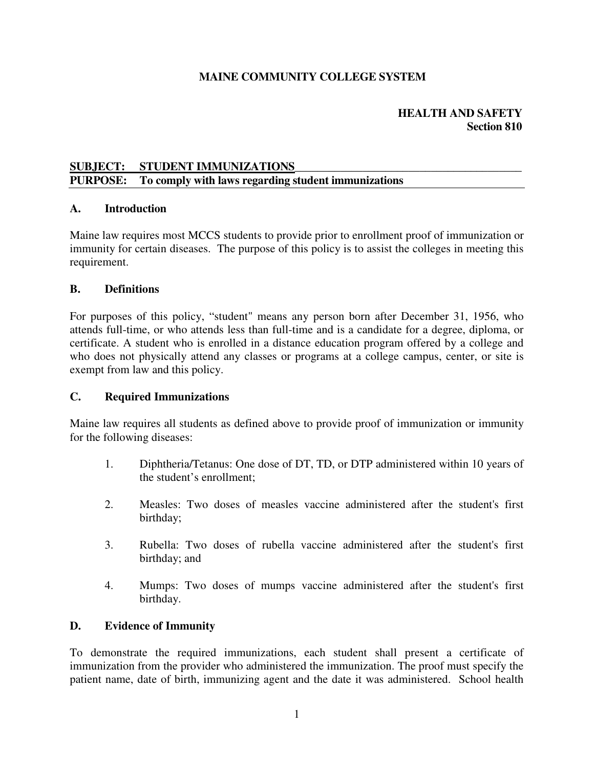# MAINE COMMUNITY COLLEGE SYSTEM

**HEALTH AND SAFETY**
**Section 810**

**SUBJECT: STUDENT IMMUNIZATIONS**
**PURPOSE: To comply with laws regarding student immunizations**

## A. Introduction

Maine law requires most MCCS students to provide prior to enrollment proof of immunization or immunity for certain diseases. The purpose of this policy is to assist the colleges in meeting this requirement.

## B. Definitions

For purposes of this policy, "student" means any person born after December 31, 1956, who attends full-time, or who attends less than full-time and is a candidate for a degree, diploma, or certificate. A student who is enrolled in a distance education program offered by a college and who does not physically attend any classes or programs at a college campus, center, or site is exempt from law and this policy.

## C. Required Immunizations

Maine law requires all students as defined above to provide proof of immunization or immunity for the following diseases:

1. Diphtheria/Tetanus: One dose of DT, TD, or DTP administered within 10 years of the student's enrollment;
2. Measles: Two doses of measles vaccine administered after the student's first birthday;
3. Rubella: Two doses of rubella vaccine administered after the student's first birthday; and
4. Mumps: Two doses of mumps vaccine administered after the student's first birthday.

## D. Evidence of Immunity

To demonstrate the required immunizations, each student shall present a certificate of immunization from the provider who administered the immunization. The proof must specify the patient name, date of birth, immunizing agent and the date it was administered. School health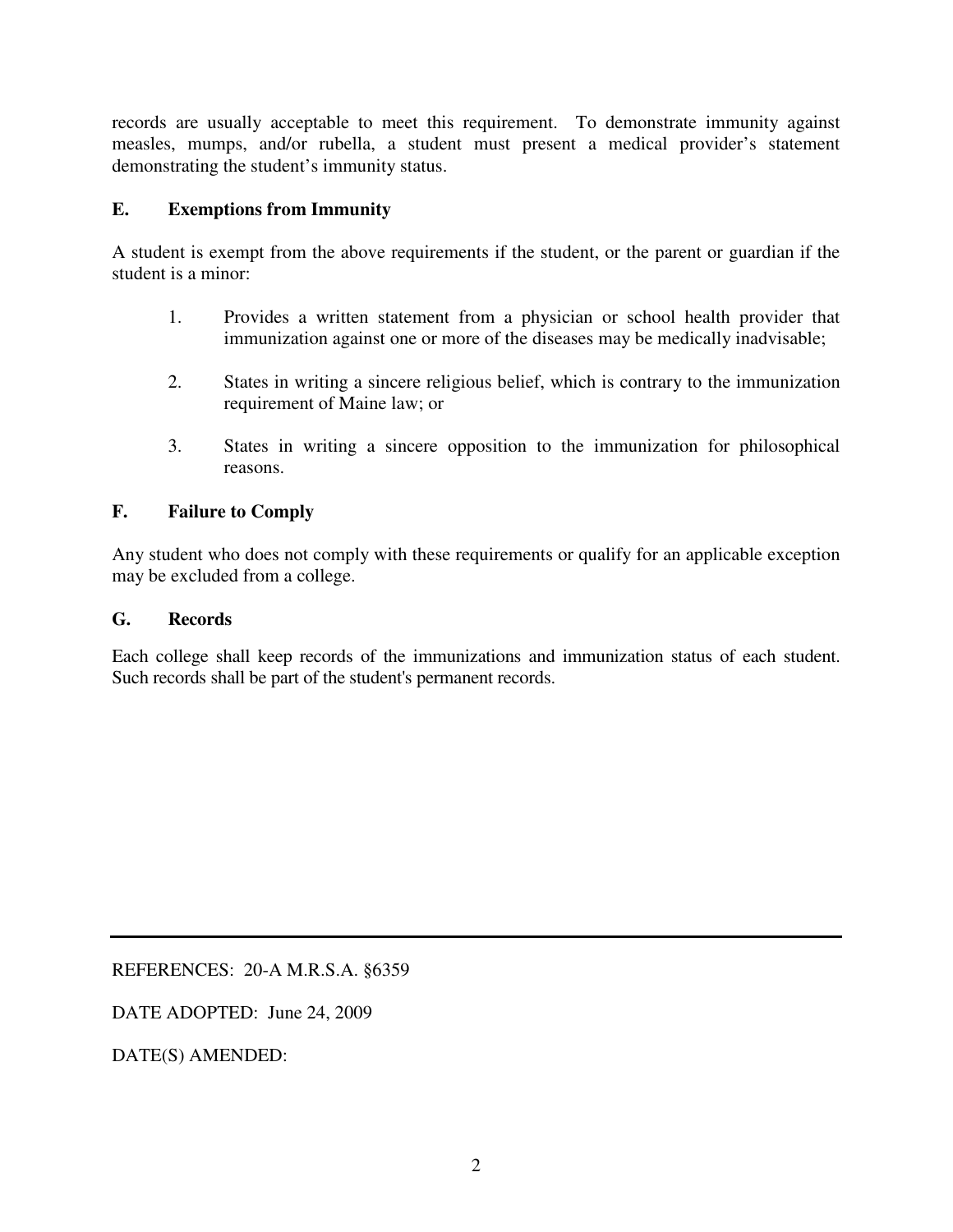records are usually acceptable to meet this requirement. To demonstrate immunity against measles, mumps, and/or rubella, a student must present a medical provider's statement demonstrating the student's immunity status.

### E. Exemptions from Immunity

A student is exempt from the above requirements if the student, or the parent or guardian if the student is a minor:

1. Provides a written statement from a physician or school health provider that immunization against one or more of the diseases may be medically inadvisable;

2. States in writing a sincere religious belief, which is contrary to the immunization requirement of Maine law; or

3. States in writing a sincere opposition to the immunization for philosophical reasons.

### F. Failure to Comply

Any student who does not comply with these requirements or qualify for an applicable exception may be excluded from a college.

### G. Records

Each college shall keep records of the immunizations and immunization status of each student. Such records shall be part of the student's permanent records.

---

REFERENCES: 20-A M.R.S.A. §6359

DATE ADOPTED: June 24, 2009

DATE(S) AMENDED: